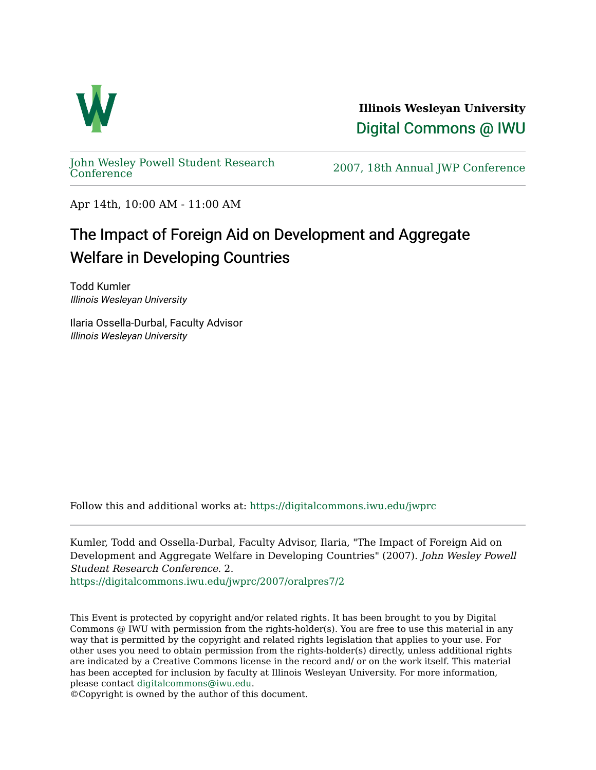Illinois Wesleyan University

Digital Commons @ IWU

John Wesley Powell Student Research Conference

2007, 18th Annual JWP Conference

Apr 14th, 10:00 AM - 11:00 AM

# The Impact of Foreign Aid on Development and Aggregate Welfare in Developing Countries

Todd Kumler
*Illinois Wesleyan University*

Ilaria Ossella-Durbal, Faculty Advisor
*Illinois Wesleyan University*

Follow this and additional works at: https://digitalcommons.iwu.edu/jwprc

Kumler, Todd and Ossella-Durbal, Faculty Advisor, Ilaria, "The Impact of Foreign Aid on Development and Aggregate Welfare in Developing Countries" (2007). *John Wesley Powell Student Research Conference*. 2.
https://digitalcommons.iwu.edu/jwprc/2007/oralpres7/2

This Event is protected by copyright and/or related rights. It has been brought to you by Digital Commons @ IWU with permission from the rights-holder(s). You are free to use this material in any way that is permitted by the copyright and related rights legislation that applies to your use. For other uses you need to obtain permission from the rights-holder(s) directly, unless additional rights are indicated by a Creative Commons license in the record and/ or on the work itself. This material has been accepted for inclusion by faculty at Illinois Wesleyan University. For more information, please contact digitalcommons@iwu.edu.
©Copyright is owned by the author of this document.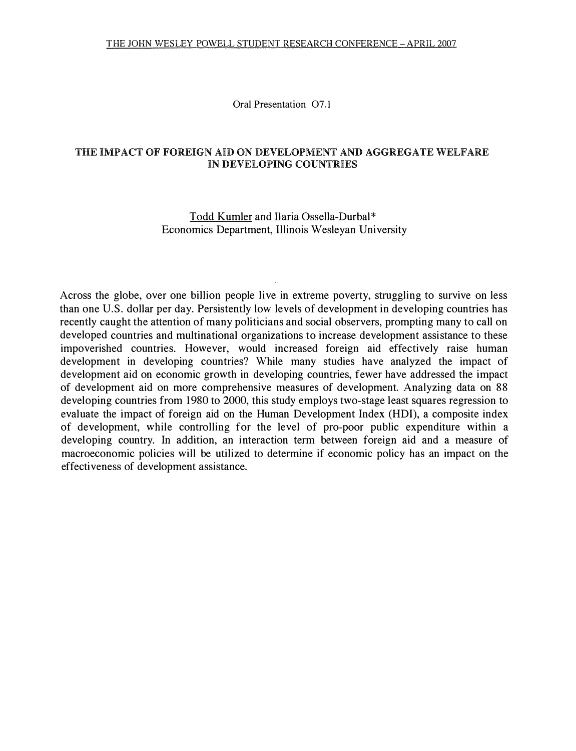Oral Presentation O7.1

## THE IMPACT OF FOREIGN AID ON DEVELOPMENT AND AGGREGATE WELFARE IN DEVELOPING COUNTRIES

Todd Kumler and Ilaria Ossella-Durbal*
Economics Department, Illinois Wesleyan University

Across the globe, over one billion people live in extreme poverty, struggling to survive on less than one U.S. dollar per day. Persistently low levels of development in developing countries has recently caught the attention of many politicians and social observers, prompting many to call on developed countries and multinational organizations to increase development assistance to these impoverished countries. However, would increased foreign aid effectively raise human development in developing countries? While many studies have analyzed the impact of development aid on economic growth in developing countries, fewer have addressed the impact of development aid on more comprehensive measures of development. Analyzing data on 88 developing countries from 1980 to 2000, this study employs two-stage least squares regression to evaluate the impact of foreign aid on the Human Development Index (HDI), a composite index of development, while controlling for the level of pro-poor public expenditure within a developing country. In addition, an interaction term between foreign aid and a measure of macroeconomic policies will be utilized to determine if economic policy has an impact on the effectiveness of development assistance.